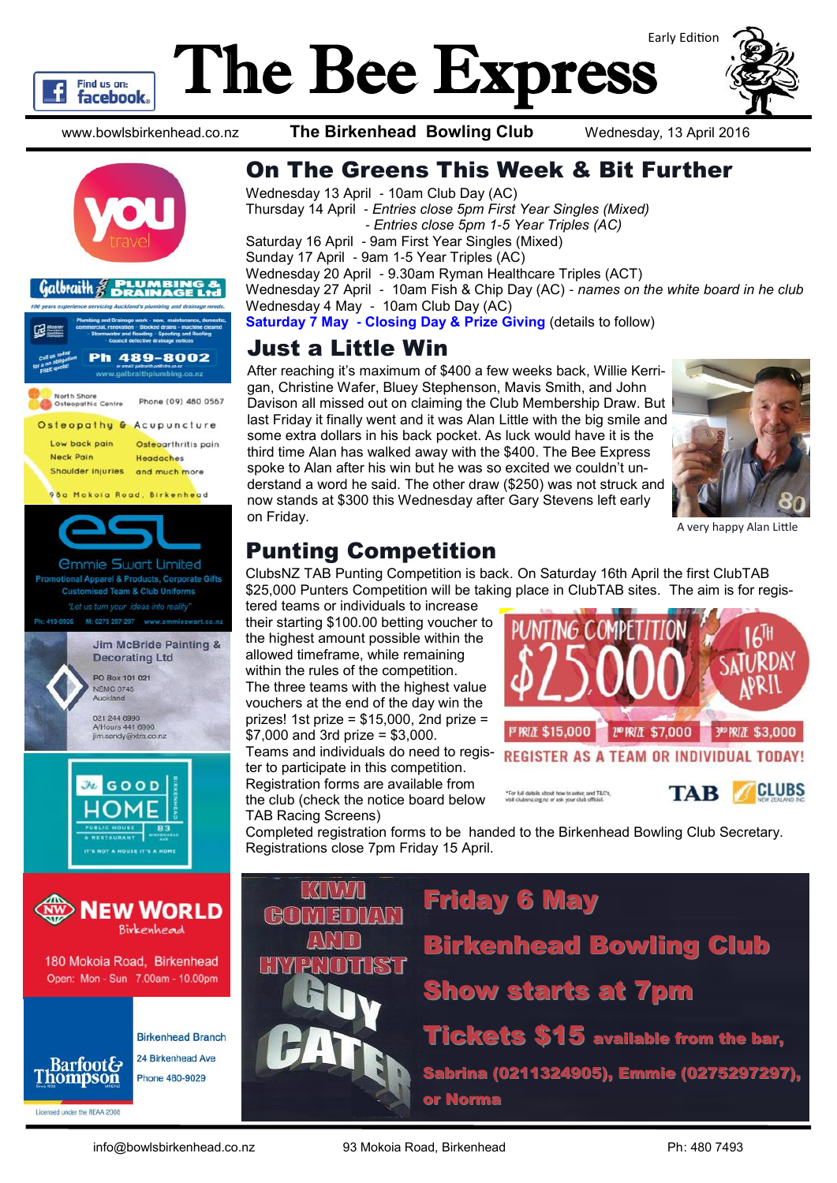# The Bee Express

Early Edition

www.bowlsbirkenhead.co.nz | **The Birkenhead Bowling Club** | Wednesday, 13 April 2016

## On The Greens This Week & Bit Further

Wednesday 13 April - 10am Club Day (AC)
Thursday 14 April - *Entries close 5pm First Year Singles (Mixed)*
- *Entries close 5pm 1-5 Year Triples (AC)*

Saturday 16 April - 9am First Year Singles (Mixed)
Sunday 17 April - 9am 1-5 Year Triples (AC)
Wednesday 20 April - 9.30am Ryman Healthcare Triples (ACT)
Wednesday 27 April - 10am Fish & Chip Day (AC) - *names on the white board in he club*
Wednesday 4 May - 10am Club Day (AC)
**Saturday 7 May - Closing Day & Prize Giving** (details to follow)

## Just a Little Win

After reaching it's maximum of $400 a few weeks back, Willie Kerrigan, Christine Wafer, Bluey Stephenson, Mavis Smith, and John Davison all missed out on claiming the Club Membership Draw. But last Friday it finally went and it was Alan Little with the big smile and some extra dollars in his back pocket. As luck would have it is the third time Alan has walked away with the $400. The Bee Express spoke to Alan after his win but he was so excited we couldn't understand a word he said. The other draw ($250) was not struck and now stands at $300 this Wednesday after Gary Stevens left early on Friday.

A very happy Alan Little

## Punting Competition

ClubsNZ TAB Punting Competition is back. On Saturday 16th April the first ClubTAB $25,000 Punters Competition will be taking place in ClubTAB sites. The aim is for registered teams or individuals to increase their starting $100.00 betting voucher to the highest amount possible within the allowed timeframe, while remaining within the rules of the competition. The three teams with the highest value vouchers at the end of the day win the prizes! 1st prize = $15,000, 2nd prize = $7,000 and 3rd prize = $3,000.

Teams and individuals do need to register to participate in this competition. Registration forms are available from the club (check the notice board below TAB Racing Screens)

Completed registration forms to be handed to the Birkenhead Bowling Club Secretary. Registrations close 7pm Friday 15 April.

PUNTING COMPETITION $25,000 16TH SATURDAY APRIL
1ST PRIZE $15,000 | 2ND PRIZE $7,000 | 3RD PRIZE $3,000
REGISTER AS A TEAM OR INDIVIDUAL TODAY!
*For full details about how to enter, and T&C's, visit clubsnz.org.nz or ask your club official.
TAB | CLUBS NEW ZEALAND INC

**KIWI COMEDIAN AND HYPNOTIST GUY CATER**

**Friday 6 May**
**Birkenhead Bowling Club**
**Show starts at 7pm**
**Tickets $15 available from the bar, Sabrina (0211324905), Emmie (0275297297), or Norma**

---

you travel

Galbraith Plumbing & Drainage Ltd — 100 years experience servicing Auckland's plumbing and drainage needs. Plumbing and Drainage work - new, maintenance, domestic, commercial, renovation · Blocked drains - machine cleared · Stormwater and flooding · Spouting and Roofing · Council defective drainage notices. Call us today for a no obligation FREE quote! Ph 489-8002 or email: galbraith.p@xtra.co.nz www.galbraithplumbing.co.nz

North Shore Osteopathic Centre — Phone (09) 480 0567
Osteopathy & Acupuncture
Low back pain · Osteoarthritis pain · Neck Pain · Headaches · Shoulder injuries · and much more
98a Mokoia Road, Birkenhead

esl Emmie Swart Limited — Promotional Apparel & Products, Corporate Gifts, Customised Team & Club Uniforms. "Let us turn your ideas into reality" Ph: 419-0926 M: 0275 297 297 www.emmieswart.co.nz

Jim McBride Painting & Decorating Ltd — PO Box 101 021, NSMC 0745, Auckland. 021 244 6990, A/Hours 441 6990, jim.sandy@xtra.co.nz

The Good Home Birkenhead — Public House & Restaurant, 83 Birkenhead Ave. It's not a house it's a home

New World Birkenhead — 180 Mokoia Road, Birkenhead. Open: Mon - Sun 7.00am - 10.00pm

Barfoot & Thompson — Birkenhead Branch, 24 Birkenhead Ave, Phone 480-9029. Licensed under the REAA 2008

---

info@bowlsbirkenhead.co.nz | 93 Mokoia Road, Birkenhead | Ph: 480 7493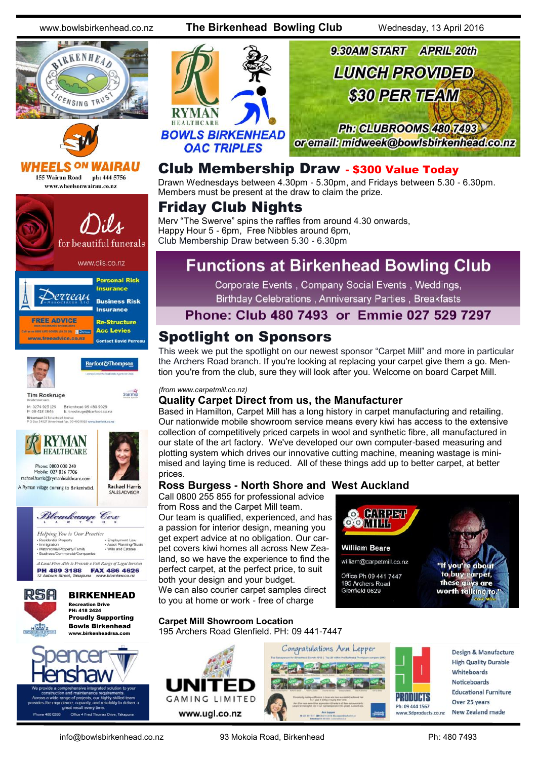# Bowls Birkenhead OAC Triples

RYMAN HEALTHCARE

**9.30AM START APRIL 20th**

**LUNCH PROVIDED**

**$30 PER TEAM**

**Ph: CLUBROOMS 480 7493 or email: midweek@bowlsbirkenhead.co.nz**

## Club Membership Draw - $300 Value Today

Drawn Wednesdays between 4.30pm - 5.30pm, and Fridays between 5.30 - 6.30pm. Members must be present at the draw to claim the prize.

## Friday Club Nights

Merv "The Swerve" spins the raffles from around 4.30 onwards,
Happy Hour 5 - 6pm, Free Nibbles around 6pm,
Club Membership Draw between 5.30 - 6.30pm

## Functions at Birkenhead Bowling Club

Corporate Events , Company Social Events , Weddings, Birthday Celebrations , Anniversary Parties , Breakfasts

**Phone: Club 480 7493 or Emmie 027 529 7297**

## Spotlight on Sponsors

This week we put the spotlight on our newest sponsor "Carpet Mill" and more in particular the Archers Road branch. If you're looking at replacing your carpet give them a go. Mention you're from the club, sure they will look after you. Welcome on board Carpet Mill.

*(from www.carpetmill.co.nz)*

### Quality Carpet Direct from us, the Manufacturer

Based in Hamilton, Carpet Mill has a long history in carpet manufacturing and retailing. Our nationwide mobile showroom service means every kiwi has access to the extensive collection of competitively priced carpets in wool and synthetic fibre, all manufactured in our state of the art factory. We've developed our own computer-based measuring and plotting system which drives our innovative cutting machine, meaning wastage is minimised and laying time is reduced. All of these things add up to better carpet, at better prices.

### Ross Burgess - North Shore and West Auckland

Call 0800 255 855 for professional advice from Ross and the Carpet Mill team.
Our team is qualified, experienced, and has a passion for interior design, meaning you get expert advice at no obligation. Our carpet covers kiwi homes all across New Zealand, so we have the experience to find the perfect carpet, at the perfect price, to suit both your design and your budget.
We can also courier carpet samples direct to you at home or work - free of charge

CARPET MILL
William Beare
william@carpetmill.co.nz
Office Ph 09 441 7447
195 Archers Road
Glenfield 0629
"If you're about to buy carpet, these guys are worth talking to."

**Carpet Mill Showroom Location**
195 Archers Road Glenfield. PH: 09 441-7447

Birkenhead Licensing Trust

WHEELS ON WAIRAU
155 Wairau Road ph: 444 5756
www.wheelsonwairau.co.nz

Dils for beautiful funerals
www.dils.co.nz

Perreau Associates Ltd
Personal Risk Insurance
Business Risk Insurance
Re-Structure Acc Levies
FREE ADVICE
www.freeadvice.co.nz
Contact David Perreau

Barfoot&Thompson
Tim Roskruge
Residential Sales
M: 0274 923 125 Birkenhead 09 480 9029
P: 09 418 3846 E: troskruge@barfoot.co.nz

RYMAN HEALTHCARE
Phone: 0800 000 240
Mobile: 027 836 7706
rachael.harris@rymanhealthcare.com
A Ryman village coming to Birkenhead.
Rachael Harris
SALES ADVISOR

Blomkamp Cox Lawyers
Helping You is Our Practice
• Residential Property • Employment Law
• Immigration • Asset Planning/Trusts
• Matrimonial Property/Family • Wills and Estates
• Business/Commercial/Companies
A Local Firm Able to Provide a Full Range of Legal Services
PH 489 3188 FAX 486 4626
12 Auburn Street, Takapuna www.blomlaw.co.nz

RSA BIRKENHEAD
Recreation Drive
PH: 418 2424
Proudly Supporting Bowls Birkenhead
www.birkenheadrsa.com

Spencer Henshaw
We provide a comprehensive integrated solution to your construction and maintenance requirements. Across a wide range of projects, our highly skilled team provides the experience, capacity, and reliability to deliver a great result every time.
Phone 486 0288 Office 4 Fred Thomas Drive, Takapuna

UNITED GAMING LIMITED
www.ugl.co.nz

Congratulations Ann Lepper

3D PRODUCTS
Ph: 09 444 1567
www.3dproducts.co.nz
Design & Manufacture
High Quality Durable
Whiteboards
Noticeboards
Educational Furniture
Over 25 years
New Zealand made